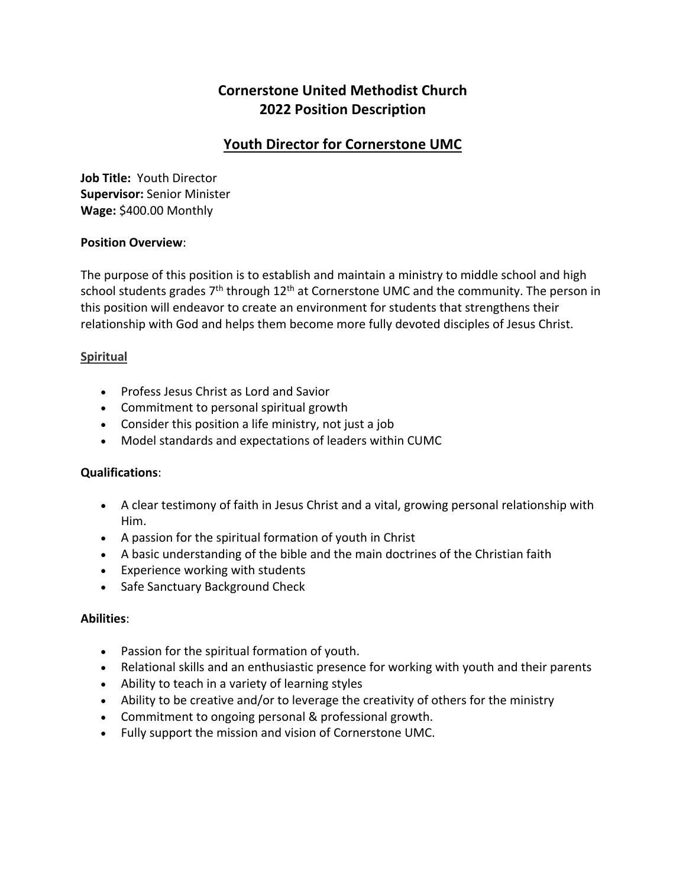# Cornerstone United Methodist Church
# 2022 Position Description

## Youth Director for Cornerstone UMC

**Job Title:** Youth Director
**Supervisor:** Senior Minister
**Wage:** $400.00 Monthly

**Position Overview**:

The purpose of this position is to establish and maintain a ministry to middle school and high school students grades 7th through 12th at Cornerstone UMC and the community. The person in this position will endeavor to create an environment for students that strengthens their relationship with God and helps them become more fully devoted disciples of Jesus Christ.

**Spiritual**

- Profess Jesus Christ as Lord and Savior
- Commitment to personal spiritual growth
- Consider this position a life ministry, not just a job
- Model standards and expectations of leaders within CUMC

**Qualifications**:

- A clear testimony of faith in Jesus Christ and a vital, growing personal relationship with Him.
- A passion for the spiritual formation of youth in Christ
- A basic understanding of the bible and the main doctrines of the Christian faith
- Experience working with students
- Safe Sanctuary Background Check

**Abilities**:

- Passion for the spiritual formation of youth.
- Relational skills and an enthusiastic presence for working with youth and their parents
- Ability to teach in a variety of learning styles
- Ability to be creative and/or to leverage the creativity of others for the ministry
- Commitment to ongoing personal & professional growth.
- Fully support the mission and vision of Cornerstone UMC.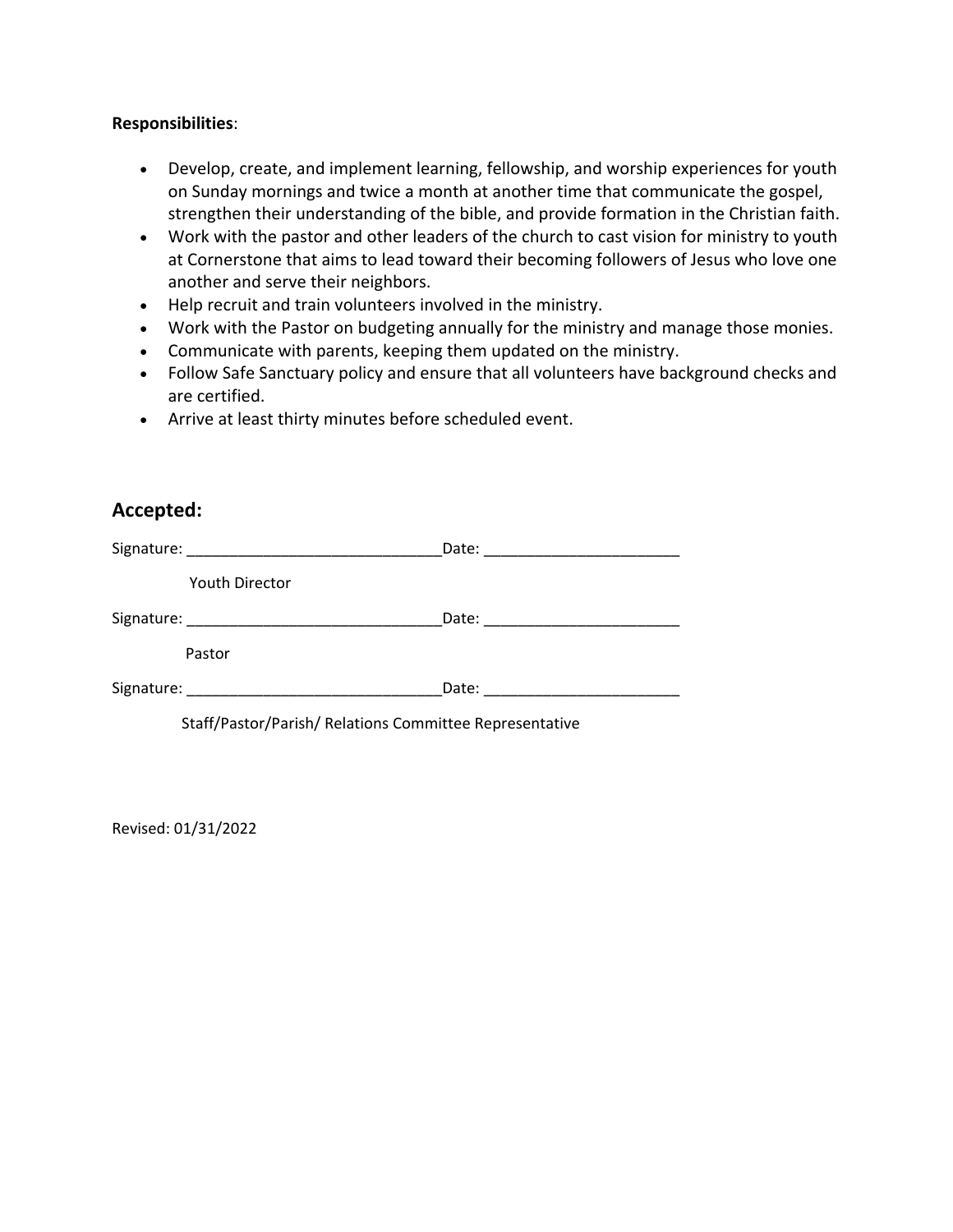**Responsibilities**:

- Develop, create, and implement learning, fellowship, and worship experiences for youth on Sunday mornings and twice a month at another time that communicate the gospel, strengthen their understanding of the bible, and provide formation in the Christian faith.
- Work with the pastor and other leaders of the church to cast vision for ministry to youth at Cornerstone that aims to lead toward their becoming followers of Jesus who love one another and serve their neighbors.
- Help recruit and train volunteers involved in the ministry.
- Work with the Pastor on budgeting annually for the ministry and manage those monies.
- Communicate with parents, keeping them updated on the ministry.
- Follow Safe Sanctuary policy and ensure that all volunteers have background checks and are certified.
- Arrive at least thirty minutes before scheduled event.

## Accepted:

Signature: ______________________________Date: _______________________

Youth Director

Signature: ______________________________Date: _______________________

Pastor

Signature: ______________________________Date: _______________________

Staff/Pastor/Parish/ Relations Committee Representative

Revised: 01/31/2022